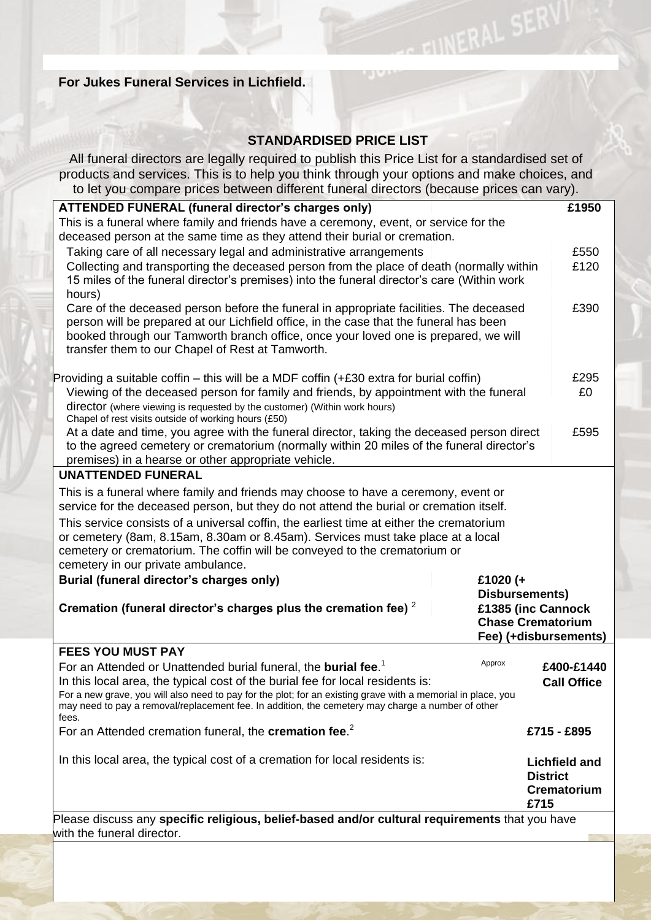**For Jukes Funeral Services in Lichfield.**

## STANDARDISED PRICE LIST

All funeral directors are legally required to publish this Price List for a standardised set of products and services. This is to help you think through your options and make choices, and to let you compare prices between different funeral directors (because prices can vary).

| **ATTENDED FUNERAL (funeral director's charges only)** | **£1950** |
|---|---|
| This is a funeral where family and friends have a ceremony, event, or service for the deceased person at the same time as they attend their burial or cremation. | |
| Taking care of all necessary legal and administrative arrangements | £550 |
| Collecting and transporting the deceased person from the place of death (normally within 15 miles of the funeral director's premises) into the funeral director's care (Within work hours) | £120 |
| Care of the deceased person before the funeral in appropriate facilities. The deceased person will be prepared at our Lichfield office, in the case that the funeral has been booked through our Tamworth branch office, once your loved one is prepared, we will transfer them to our Chapel of Rest at Tamworth. | £390 |
| Providing a suitable coffin – this will be a MDF coffin (+£30 extra for burial coffin) | £295 |
| Viewing of the deceased person for family and friends, by appointment with the funeral director (where viewing is requested by the customer) (Within work hours) Chapel of rest visits outside of working hours (£50) | £0 |
| At a date and time, you agree with the funeral director, taking the deceased person direct to the agreed cemetery or crematorium (normally within 20 miles of the funeral director's premises) in a hearse or other appropriate vehicle. | £595 |

**UNATTENDED FUNERAL**

This is a funeral where family and friends may choose to have a ceremony, event or service for the deceased person, but they do not attend the burial or cremation itself.

This service consists of a universal coffin, the earliest time at either the crematorium or cemetery (8am, 8.15am, 8.30am or 8.45am). Services must take place at a local cemetery or crematorium. The coffin will be conveyed to the crematorium or cemetery in our private ambulance.

| | |
|---|---|
| **Burial (funeral director's charges only)** | **£1020 (+ Disbursements)** |
| **Cremation (funeral director's charges plus the cremation fee)** [2] | **£1385 (inc Cannock Chase Crematorium Fee) (+disbursements)** |

**FEES YOU MUST PAY**

| | | |
|---|---|---|
| For an Attended or Unattended burial funeral, the **burial fee**.[1] | Approx | **£400-£1440** |
| In this local area, the typical cost of the burial fee for local residents is: For a new grave, you will also need to pay for the plot; for an existing grave with a memorial in place, you may need to pay a removal/replacement fee. In addition, the cemetery may charge a number of other fees. | | **Call Office** |
| For an Attended cremation funeral, the **cremation fee**.[2] | | **£715 - £895** |
| In this local area, the typical cost of a cremation for local residents is: | | **Lichfield and District Crematorium £715** |

Please discuss any **specific religious, belief-based and/or cultural requirements** that you have with the funeral director.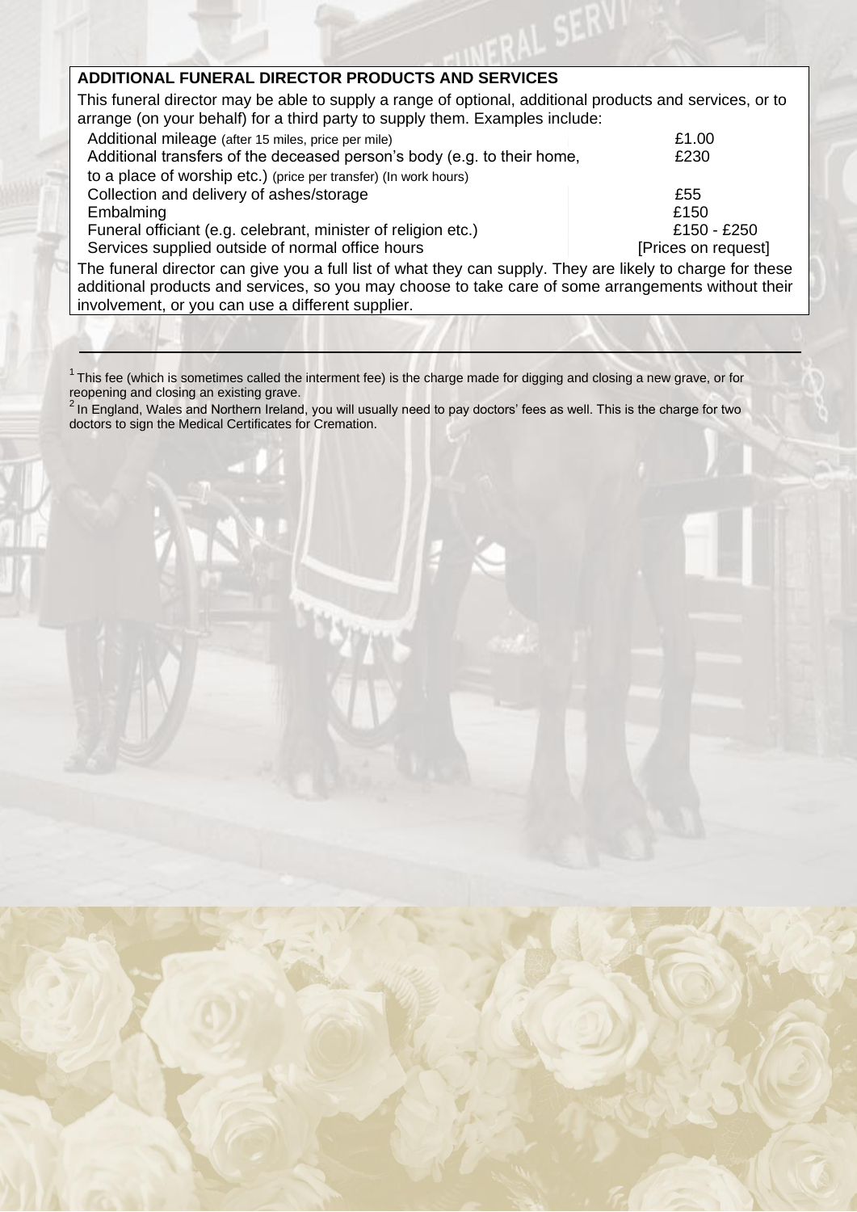## ADDITIONAL FUNERAL DIRECTOR PRODUCTS AND SERVICES

This funeral director may be able to supply a range of optional, additional products and services, or to arrange (on your behalf) for a third party to supply them. Examples include:

| | |
|---|---|
| Additional mileage (after 15 miles, price per mile) | £1.00 |
| Additional transfers of the deceased person's body (e.g. to their home, to a place of worship etc.) (price per transfer) (In work hours) | £230 |
| Collection and delivery of ashes/storage | £55 |
| Embalming | £150 |
| Funeral officiant (e.g. celebrant, minister of religion etc.) | £150 - £250 |
| Services supplied outside of normal office hours | [Prices on request] |

The funeral director can give you a full list of what they can supply. They are likely to charge for these additional products and services, so you may choose to take care of some arrangements without their involvement, or you can use a different supplier.

---

[1] This fee (which is sometimes called the interment fee) is the charge made for digging and closing a new grave, or for reopening and closing an existing grave.

[2] In England, Wales and Northern Ireland, you will usually need to pay doctors' fees as well. This is the charge for two doctors to sign the Medical Certificates for Cremation.